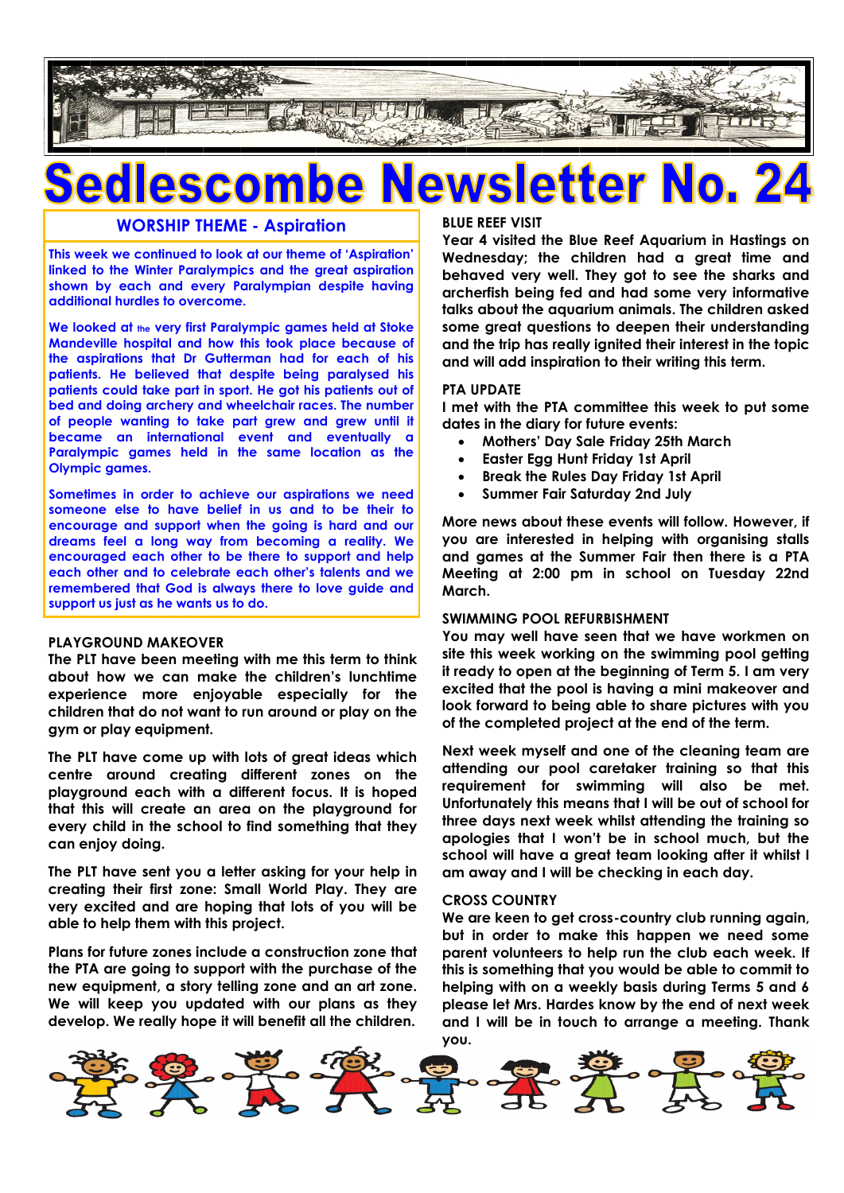# Sedlescombe Newsletter No. 24

## WORSHIP THEME - Aspiration

This week we continued to look at our theme of 'Aspiration' linked to the Winter Paralympics and the great aspiration shown by each and every Paralympian despite having additional hurdles to overcome.

We looked at the very first Paralympic games held at Stoke Mandeville hospital and how this took place because of the aspirations that Dr Gutterman had for each of his patients. He believed that despite being paralysed his patients could take part in sport. He got his patients out of bed and doing archery and wheelchair races. The number of people wanting to take part grew and grew until it became an international event and eventually a Paralympic games held in the same location as the Olympic games.

Sometimes in order to achieve our aspirations we need someone else to have belief in us and to be their to encourage and support when the going is hard and our dreams feel a long way from becoming a reality. We encouraged each other to be there to support and help each other and to celebrate each other's talents and we remembered that God is always there to love guide and support us just as he wants us to do.

### PLAYGROUND MAKEOVER

The PLT have been meeting with me this term to think about how we can make the children's lunchtime experience more enjoyable especially for the children that do not want to run around or play on the gym or play equipment.

The PLT have come up with lots of great ideas which centre around creating different zones on the playground each with a different focus. It is hoped that this will create an area on the playground for every child in the school to find something that they can enjoy doing.

The PLT have sent you a letter asking for your help in creating their first zone: Small World Play. They are very excited and are hoping that lots of you will be able to help them with this project.

Plans for future zones include a construction zone that the PTA are going to support with the purchase of the new equipment, a story telling zone and an art zone. We will keep you updated with our plans as they develop. We really hope it will benefit all the children.

### BLUE REEF VISIT

Year 4 visited the Blue Reef Aquarium in Hastings on Wednesday; the children had a great time and behaved very well. They got to see the sharks and archerfish being fed and had some very informative talks about the aquarium animals. The children asked some great questions to deepen their understanding and the trip has really ignited their interest in the topic and will add inspiration to their writing this term.

### PTA UPDATE

I met with the PTA committee this week to put some dates in the diary for future events:

- Mothers' Day Sale Friday 25th March
- Easter Egg Hunt Friday 1st April
- Break the Rules Day Friday 1st April
- Summer Fair Saturday 2nd July

More news about these events will follow. However, if you are interested in helping with organising stalls and games at the Summer Fair then there is a PTA Meeting at 2:00 pm in school on Tuesday 22nd March.

### SWIMMING POOL REFURBISHMENT

You may well have seen that we have workmen on site this week working on the swimming pool getting it ready to open at the beginning of Term 5. I am very excited that the pool is having a mini makeover and look forward to being able to share pictures with you of the completed project at the end of the term.

Next week myself and one of the cleaning team are attending our pool caretaker training so that this requirement for swimming will also be met. Unfortunately this means that I will be out of school for three days next week whilst attending the training so apologies that I won't be in school much, but the school will have a great team looking after it whilst I am away and I will be checking in each day.

### CROSS COUNTRY

We are keen to get cross-country club running again, but in order to make this happen we need some parent volunteers to help run the club each week. If this is something that you would be able to commit to helping with on a weekly basis during Terms 5 and 6 please let Mrs. Hardes know by the end of next week and I will be in touch to arrange a meeting. Thank you.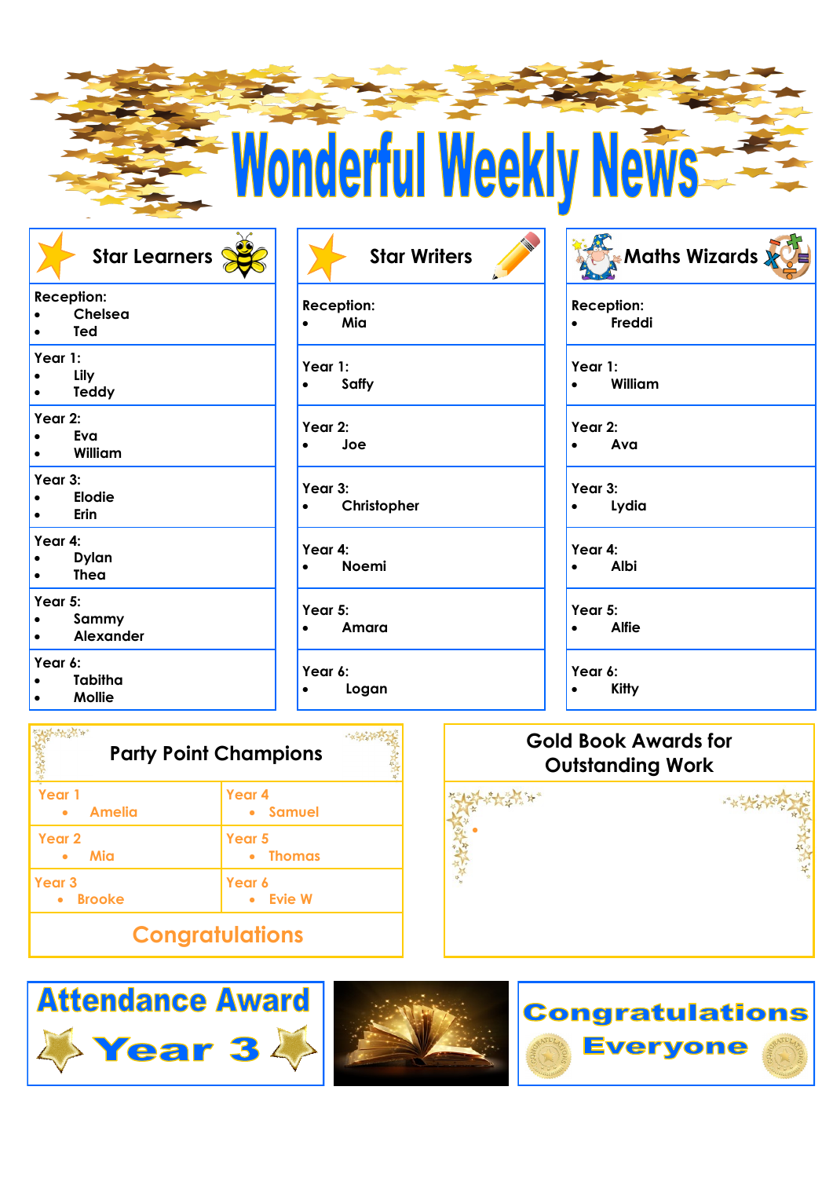# Wonderful Weekly News

## Star Learners

Reception:
- Chelsea
- Ted

Year 1:
- Lily
- Teddy

Year 2:
- Eva
- William

Year 3:
- Elodie
- Erin

Year 4:
- Dylan
- Thea

Year 5:
- Sammy
- Alexander

Year 6:
- Tabitha
- Mollie

## Star Writers

Reception:
- Mia

Year 1:
- Saffy

Year 2:
- Joe

Year 3:
- Christopher

Year 4:
- Noemi

Year 5:
- Amara

Year 6:
- Logan

## Maths Wizards

Reception:
- Freddi

Year 1:
- William

Year 2:
- Ava

Year 3:
- Lydia

Year 4:
- Albi

Year 5:
- Alfie

Year 6:
- Kitty

## Party Point Champions

| | |
|---|---|
| Year 1<br>• Amelia | Year 4<br>• Samuel |
| Year 2<br>• Mia | Year 5<br>• Thomas |
| Year 3<br>• Brooke | Year 6<br>• Evie W |

Congratulations

## Gold Book Awards for Outstanding Work

## Attendance Award

Year 3

Congratulations Everyone